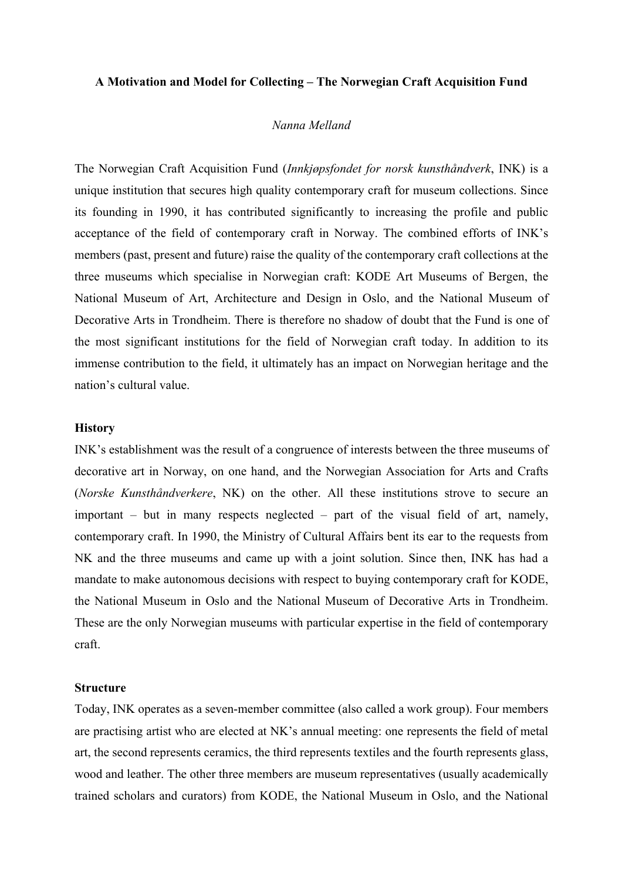**A Motivation and Model for Collecting – The Norwegian Craft Acquisition Fund**

*Nanna Melland*

The Norwegian Craft Acquisition Fund (*Innkjøpsfondet for norsk kunsthåndverk*, INK) is a unique institution that secures high quality contemporary craft for museum collections. Since its founding in 1990, it has contributed significantly to increasing the profile and public acceptance of the field of contemporary craft in Norway. The combined efforts of INK's members (past, present and future) raise the quality of the contemporary craft collections at the three museums which specialise in Norwegian craft: KODE Art Museums of Bergen, the National Museum of Art, Architecture and Design in Oslo, and the National Museum of Decorative Arts in Trondheim. There is therefore no shadow of doubt that the Fund is one of the most significant institutions for the field of Norwegian craft today. In addition to its immense contribution to the field, it ultimately has an impact on Norwegian heritage and the nation's cultural value.

**History**

INK's establishment was the result of a congruence of interests between the three museums of decorative art in Norway, on one hand, and the Norwegian Association for Arts and Crafts (*Norske Kunsthåndverkere*, NK) on the other. All these institutions strove to secure an important – but in many respects neglected – part of the visual field of art, namely, contemporary craft. In 1990, the Ministry of Cultural Affairs bent its ear to the requests from NK and the three museums and came up with a joint solution. Since then, INK has had a mandate to make autonomous decisions with respect to buying contemporary craft for KODE, the National Museum in Oslo and the National Museum of Decorative Arts in Trondheim. These are the only Norwegian museums with particular expertise in the field of contemporary craft.

**Structure**

Today, INK operates as a seven-member committee (also called a work group). Four members are practising artist who are elected at NK's annual meeting: one represents the field of metal art, the second represents ceramics, the third represents textiles and the fourth represents glass, wood and leather. The other three members are museum representatives (usually academically trained scholars and curators) from KODE, the National Museum in Oslo, and the National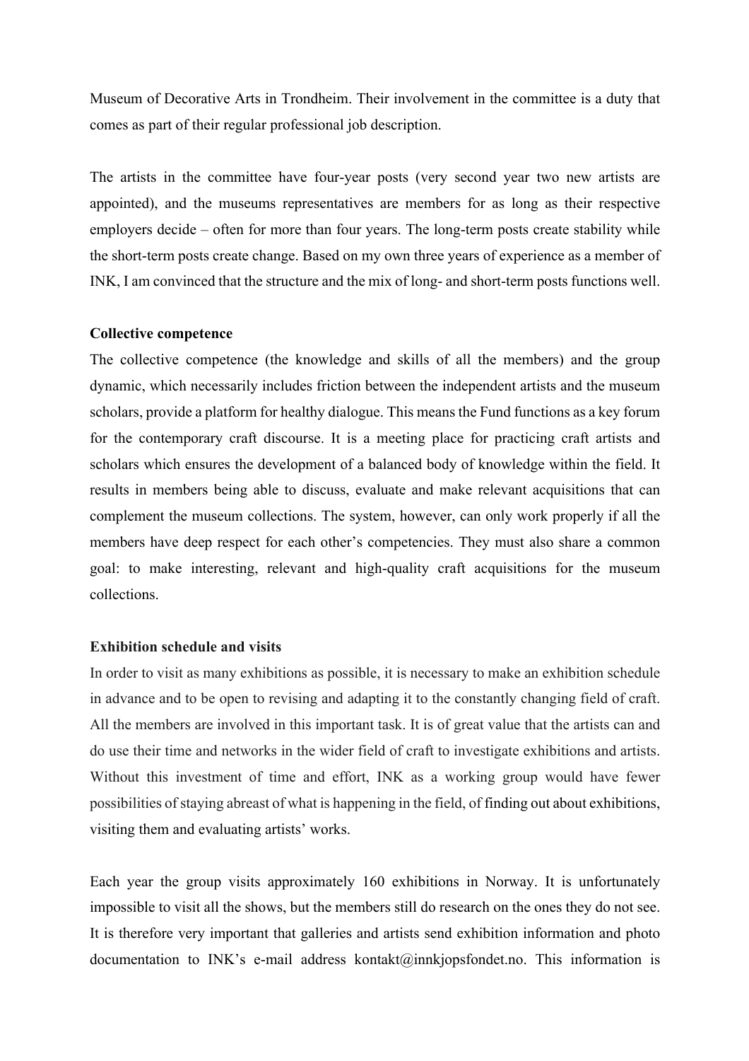Museum of Decorative Arts in Trondheim. Their involvement in the committee is a duty that comes as part of their regular professional job description.

The artists in the committee have four-year posts (very second year two new artists are appointed), and the museums representatives are members for as long as their respective employers decide – often for more than four years. The long-term posts create stability while the short-term posts create change. Based on my own three years of experience as a member of INK, I am convinced that the structure and the mix of long- and short-term posts functions well.

**Collective competence**

The collective competence (the knowledge and skills of all the members) and the group dynamic, which necessarily includes friction between the independent artists and the museum scholars, provide a platform for healthy dialogue. This means the Fund functions as a key forum for the contemporary craft discourse. It is a meeting place for practicing craft artists and scholars which ensures the development of a balanced body of knowledge within the field. It results in members being able to discuss, evaluate and make relevant acquisitions that can complement the museum collections. The system, however, can only work properly if all the members have deep respect for each other's competencies. They must also share a common goal: to make interesting, relevant and high-quality craft acquisitions for the museum collections.

**Exhibition schedule and visits**

In order to visit as many exhibitions as possible, it is necessary to make an exhibition schedule in advance and to be open to revising and adapting it to the constantly changing field of craft. All the members are involved in this important task. It is of great value that the artists can and do use their time and networks in the wider field of craft to investigate exhibitions and artists. Without this investment of time and effort, INK as a working group would have fewer possibilities of staying abreast of what is happening in the field, of finding out about exhibitions, visiting them and evaluating artists' works.

Each year the group visits approximately 160 exhibitions in Norway. It is unfortunately impossible to visit all the shows, but the members still do research on the ones they do not see. It is therefore very important that galleries and artists send exhibition information and photo documentation to INK's e-mail address kontakt@innkjopsfondet.no. This information is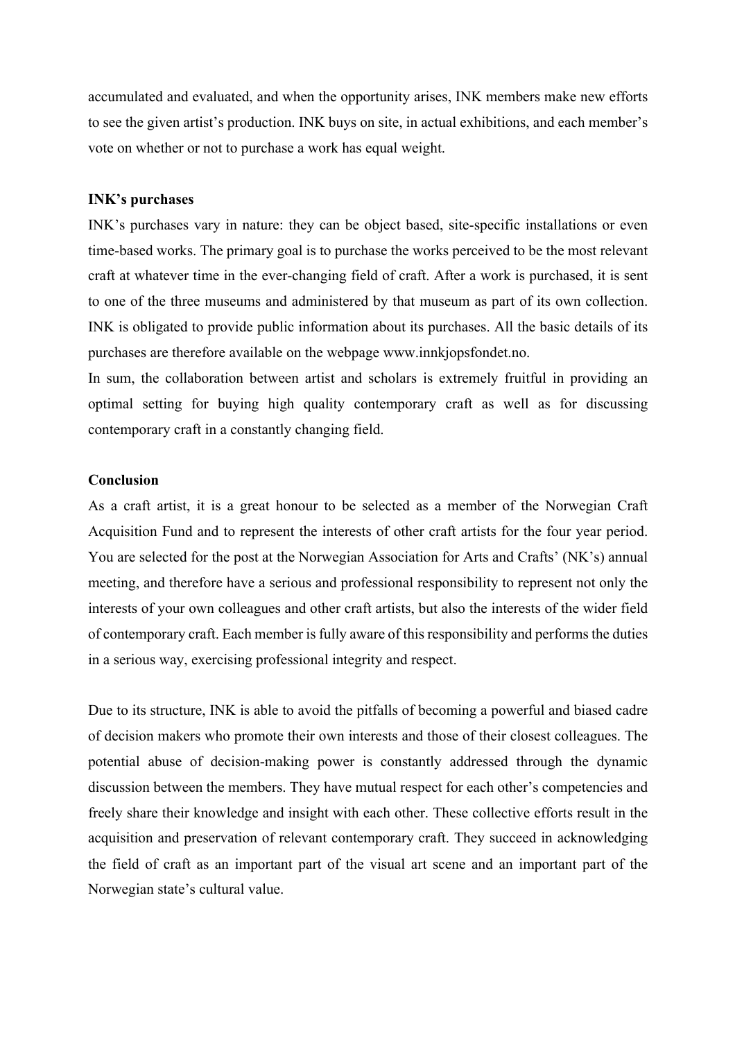accumulated and evaluated, and when the opportunity arises, INK members make new efforts to see the given artist's production. INK buys on site, in actual exhibitions, and each member's vote on whether or not to purchase a work has equal weight.

**INK's purchases**

INK's purchases vary in nature: they can be object based, site-specific installations or even time-based works. The primary goal is to purchase the works perceived to be the most relevant craft at whatever time in the ever-changing field of craft. After a work is purchased, it is sent to one of the three museums and administered by that museum as part of its own collection. INK is obligated to provide public information about its purchases. All the basic details of its purchases are therefore available on the webpage www.innkjopsfondet.no.

In sum, the collaboration between artist and scholars is extremely fruitful in providing an optimal setting for buying high quality contemporary craft as well as for discussing contemporary craft in a constantly changing field.

**Conclusion**

As a craft artist, it is a great honour to be selected as a member of the Norwegian Craft Acquisition Fund and to represent the interests of other craft artists for the four year period. You are selected for the post at the Norwegian Association for Arts and Crafts' (NK's) annual meeting, and therefore have a serious and professional responsibility to represent not only the interests of your own colleagues and other craft artists, but also the interests of the wider field of contemporary craft. Each member is fully aware of this responsibility and performs the duties in a serious way, exercising professional integrity and respect.

Due to its structure, INK is able to avoid the pitfalls of becoming a powerful and biased cadre of decision makers who promote their own interests and those of their closest colleagues. The potential abuse of decision-making power is constantly addressed through the dynamic discussion between the members. They have mutual respect for each other's competencies and freely share their knowledge and insight with each other. These collective efforts result in the acquisition and preservation of relevant contemporary craft. They succeed in acknowledging the field of craft as an important part of the visual art scene and an important part of the Norwegian state's cultural value.